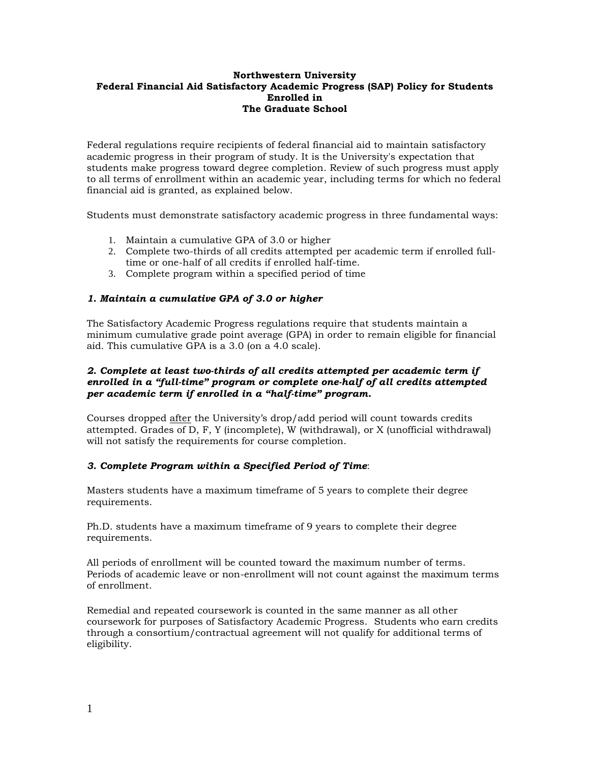**Northwestern University**
**Federal Financial Aid Satisfactory Academic Progress (SAP) Policy for Students Enrolled in**
**The Graduate School**

Federal regulations require recipients of federal financial aid to maintain satisfactory academic progress in their program of study. It is the University's expectation that students make progress toward degree completion. Review of such progress must apply to all terms of enrollment within an academic year, including terms for which no federal financial aid is granted, as explained below.

Students must demonstrate satisfactory academic progress in three fundamental ways:

1. Maintain a cumulative GPA of 3.0 or higher
2. Complete two-thirds of all credits attempted per academic term if enrolled full-time or one-half of all credits if enrolled half-time.
3. Complete program within a specified period of time

***1. Maintain a cumulative GPA of 3.0 or higher***

The Satisfactory Academic Progress regulations require that students maintain a minimum cumulative grade point average (GPA) in order to remain eligible for financial aid. This cumulative GPA is a 3.0 (on a 4.0 scale).

***2. Complete at least two-thirds of all credits attempted per academic term if enrolled in a "full-time" program or complete one-half of all credits attempted per academic term if enrolled in a "half-time" program.***

Courses dropped after the University's drop/add period will count towards credits attempted. Grades of D, F, Y (incomplete), W (withdrawal), or X (unofficial withdrawal) will not satisfy the requirements for course completion.

***3. Complete Program within a Specified Period of Time***:

Masters students have a maximum timeframe of 5 years to complete their degree requirements.

Ph.D. students have a maximum timeframe of 9 years to complete their degree requirements.

All periods of enrollment will be counted toward the maximum number of terms. Periods of academic leave or non-enrollment will not count against the maximum terms of enrollment.

Remedial and repeated coursework is counted in the same manner as all other coursework for purposes of Satisfactory Academic Progress. Students who earn credits through a consortium/contractual agreement will not qualify for additional terms of eligibility.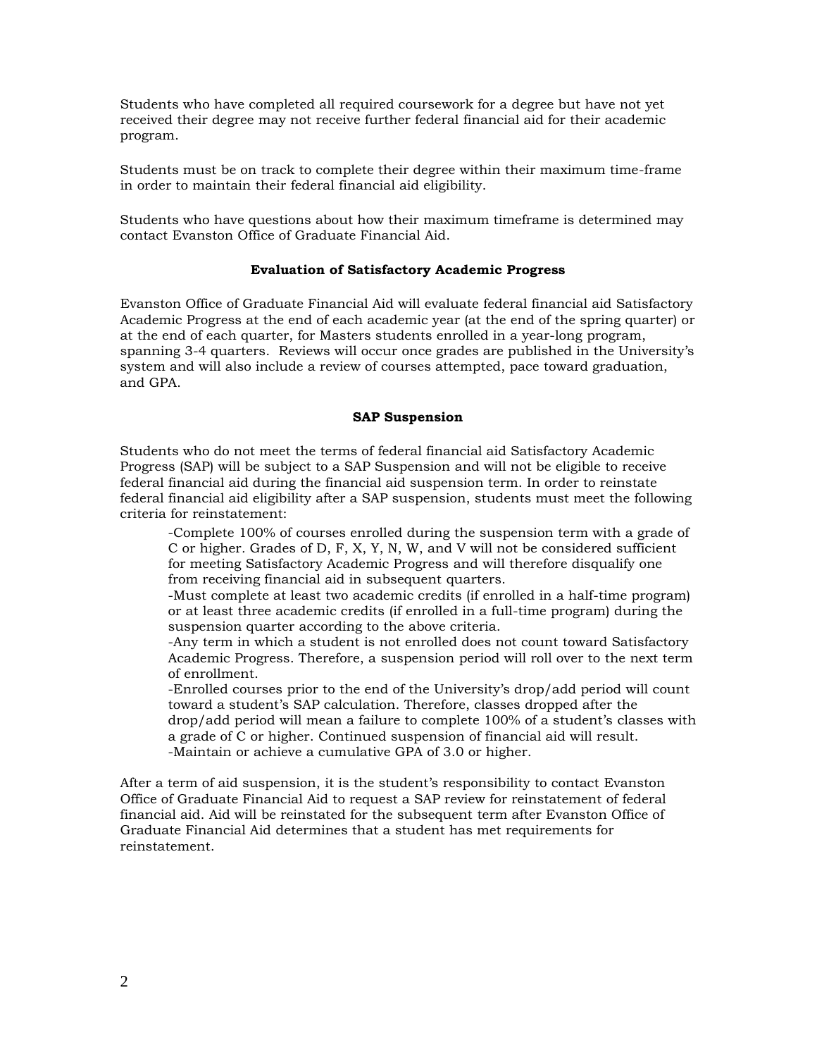Students who have completed all required coursework for a degree but have not yet received their degree may not receive further federal financial aid for their academic program.

Students must be on track to complete their degree within their maximum time-frame in order to maintain their federal financial aid eligibility.

Students who have questions about how their maximum timeframe is determined may contact Evanston Office of Graduate Financial Aid.

### Evaluation of Satisfactory Academic Progress

Evanston Office of Graduate Financial Aid will evaluate federal financial aid Satisfactory Academic Progress at the end of each academic year (at the end of the spring quarter) or at the end of each quarter, for Masters students enrolled in a year-long program, spanning 3-4 quarters. Reviews will occur once grades are published in the University's system and will also include a review of courses attempted, pace toward graduation, and GPA.

### SAP Suspension

Students who do not meet the terms of federal financial aid Satisfactory Academic Progress (SAP) will be subject to a SAP Suspension and will not be eligible to receive federal financial aid during the financial aid suspension term. In order to reinstate federal financial aid eligibility after a SAP suspension, students must meet the following criteria for reinstatement:

> -Complete 100% of courses enrolled during the suspension term with a grade of C or higher. Grades of D, F, X, Y, N, W, and V will not be considered sufficient for meeting Satisfactory Academic Progress and will therefore disqualify one from receiving financial aid in subsequent quarters.
> -Must complete at least two academic credits (if enrolled in a half-time program) or at least three academic credits (if enrolled in a full-time program) during the suspension quarter according to the above criteria.
> -Any term in which a student is not enrolled does not count toward Satisfactory Academic Progress. Therefore, a suspension period will roll over to the next term of enrollment.
> -Enrolled courses prior to the end of the University's drop/add period will count toward a student's SAP calculation. Therefore, classes dropped after the drop/add period will mean a failure to complete 100% of a student's classes with a grade of C or higher. Continued suspension of financial aid will result.
> -Maintain or achieve a cumulative GPA of 3.0 or higher.

After a term of aid suspension, it is the student's responsibility to contact Evanston Office of Graduate Financial Aid to request a SAP review for reinstatement of federal financial aid. Aid will be reinstated for the subsequent term after Evanston Office of Graduate Financial Aid determines that a student has met requirements for reinstatement.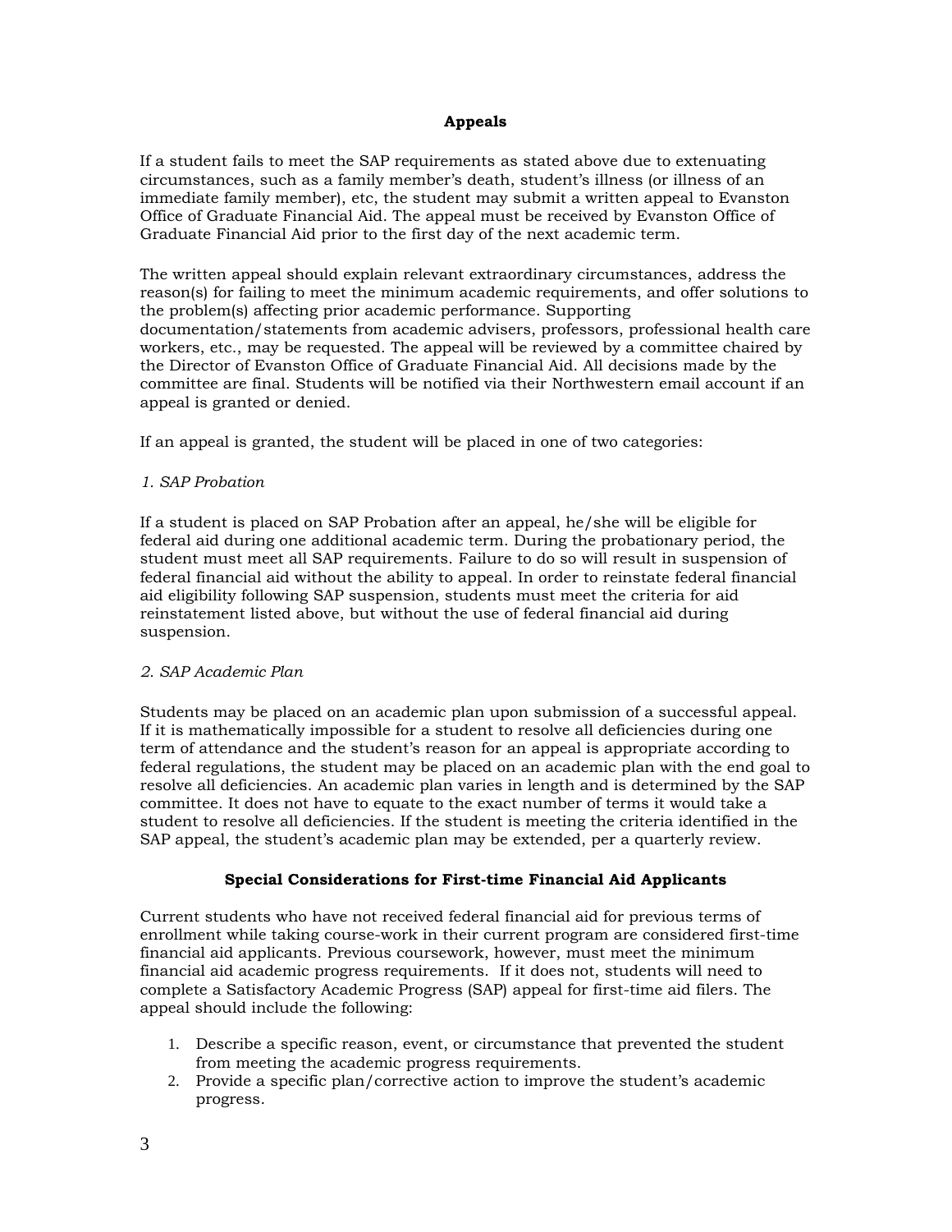## Appeals

If a student fails to meet the SAP requirements as stated above due to extenuating circumstances, such as a family member's death, student's illness (or illness of an immediate family member), etc, the student may submit a written appeal to Evanston Office of Graduate Financial Aid. The appeal must be received by Evanston Office of Graduate Financial Aid prior to the first day of the next academic term.

The written appeal should explain relevant extraordinary circumstances, address the reason(s) for failing to meet the minimum academic requirements, and offer solutions to the problem(s) affecting prior academic performance. Supporting documentation/statements from academic advisers, professors, professional health care workers, etc., may be requested. The appeal will be reviewed by a committee chaired by the Director of Evanston Office of Graduate Financial Aid. All decisions made by the committee are final. Students will be notified via their Northwestern email account if an appeal is granted or denied.

If an appeal is granted, the student will be placed in one of two categories:

*1. SAP Probation*

If a student is placed on SAP Probation after an appeal, he/she will be eligible for federal aid during one additional academic term. During the probationary period, the student must meet all SAP requirements. Failure to do so will result in suspension of federal financial aid without the ability to appeal. In order to reinstate federal financial aid eligibility following SAP suspension, students must meet the criteria for aid reinstatement listed above, but without the use of federal financial aid during suspension.

*2. SAP Academic Plan*

Students may be placed on an academic plan upon submission of a successful appeal. If it is mathematically impossible for a student to resolve all deficiencies during one term of attendance and the student's reason for an appeal is appropriate according to federal regulations, the student may be placed on an academic plan with the end goal to resolve all deficiencies. An academic plan varies in length and is determined by the SAP committee. It does not have to equate to the exact number of terms it would take a student to resolve all deficiencies. If the student is meeting the criteria identified in the SAP appeal, the student's academic plan may be extended, per a quarterly review.

## Special Considerations for First-time Financial Aid Applicants

Current students who have not received federal financial aid for previous terms of enrollment while taking course-work in their current program are considered first-time financial aid applicants. Previous coursework, however, must meet the minimum financial aid academic progress requirements. If it does not, students will need to complete a Satisfactory Academic Progress (SAP) appeal for first-time aid filers. The appeal should include the following:

1. Describe a specific reason, event, or circumstance that prevented the student from meeting the academic progress requirements.
2. Provide a specific plan/corrective action to improve the student's academic progress.